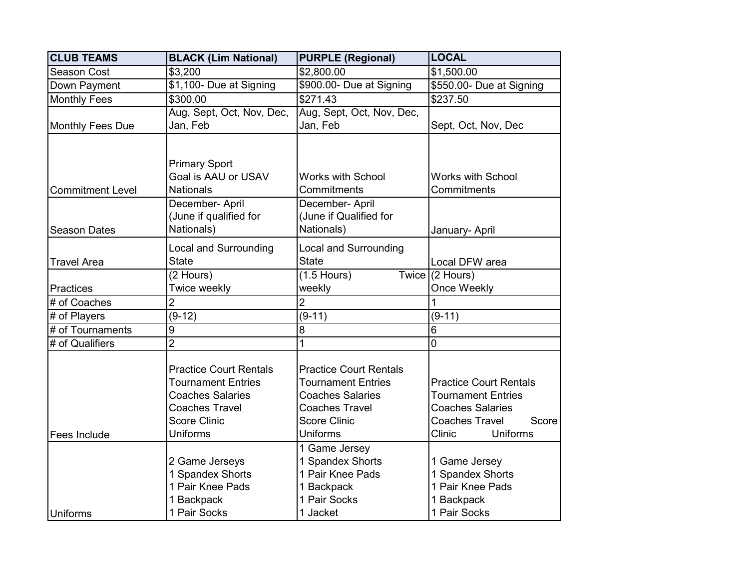| CLUB TEAMS | BLACK (Lim National) | PURPLE (Regional) | LOCAL |
|---|---|---|---|
| Season Cost | $3,200 | $2,800.00 | $1,500.00 |
| Down Payment | $1,100- Due at Signing | $900.00- Due at Signing | $550.00- Due at Signing |
| Monthly Fees | $300.00 | $271.43 | $237.50 |
| Monthly Fees Due | Aug, Sept, Oct, Nov, Dec, Jan, Feb | Aug, Sept, Oct, Nov, Dec, Jan, Feb | Sept, Oct, Nov, Dec |
| Commitment Level | Primary Sport<br>Goal is AAU or USAV Nationals | Works with School Commitments | Works with School Commitments |
| Season Dates | December- April<br>(June if qualified for Nationals) | December- April<br>(June if Qualified for Nationals) | January- April |
| Travel Area | Local and Surrounding State | Local and Surrounding State | Local DFW area |
| Practices | (2 Hours)<br>Twice weekly | (1.5 Hours) Twice weekly | (2 Hours)<br>Once Weekly |
| # of Coaches | 2 | 2 | 1 |
| # of Players | (9-12) | (9-11) | (9-11) |
| # of Tournaments | 9 | 8 | 6 |
| # of Qualifiers | 2 | 1 | 0 |
| Fees Include | Practice Court Rentals<br>Tournament Entries<br>Coaches Salaries<br>Coaches Travel<br>Score Clinic<br>Uniforms | Practice Court Rentals<br>Tournament Entries<br>Coaches Salaries<br>Coaches Travel<br>Score Clinic<br>Uniforms | Practice Court Rentals<br>Tournament Entries<br>Coaches Salaries<br>Coaches Travel Score Clinic Uniforms |
| Uniforms | 2 Game Jerseys<br>1 Spandex Shorts<br>1 Pair Knee Pads<br>1 Backpack<br>1 Pair Socks | 1 Game Jersey<br>1 Spandex Shorts<br>1 Pair Knee Pads<br>1 Backpack<br>1 Pair Socks<br>1 Jacket | 1 Game Jersey<br>1 Spandex Shorts<br>1 Pair Knee Pads<br>1 Backpack<br>1 Pair Socks |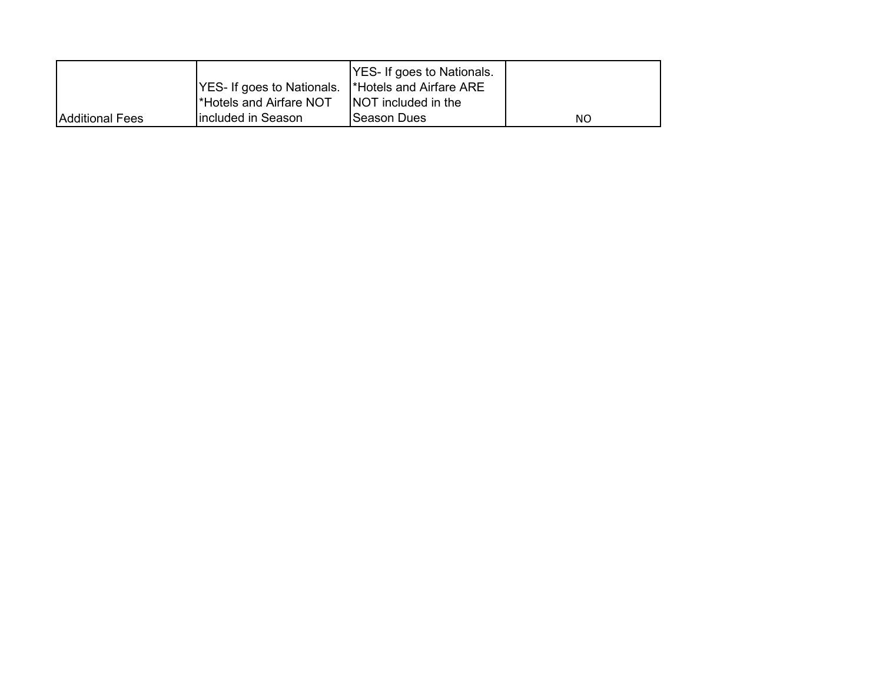| | | | |
|---|---|---|---|
| Additional Fees | YES- If goes to Nationals. *Hotels and Airfare NOT included in Season | YES- If goes to Nationals. *Hotels and Airfare ARE NOT included in the Season Dues | NO |